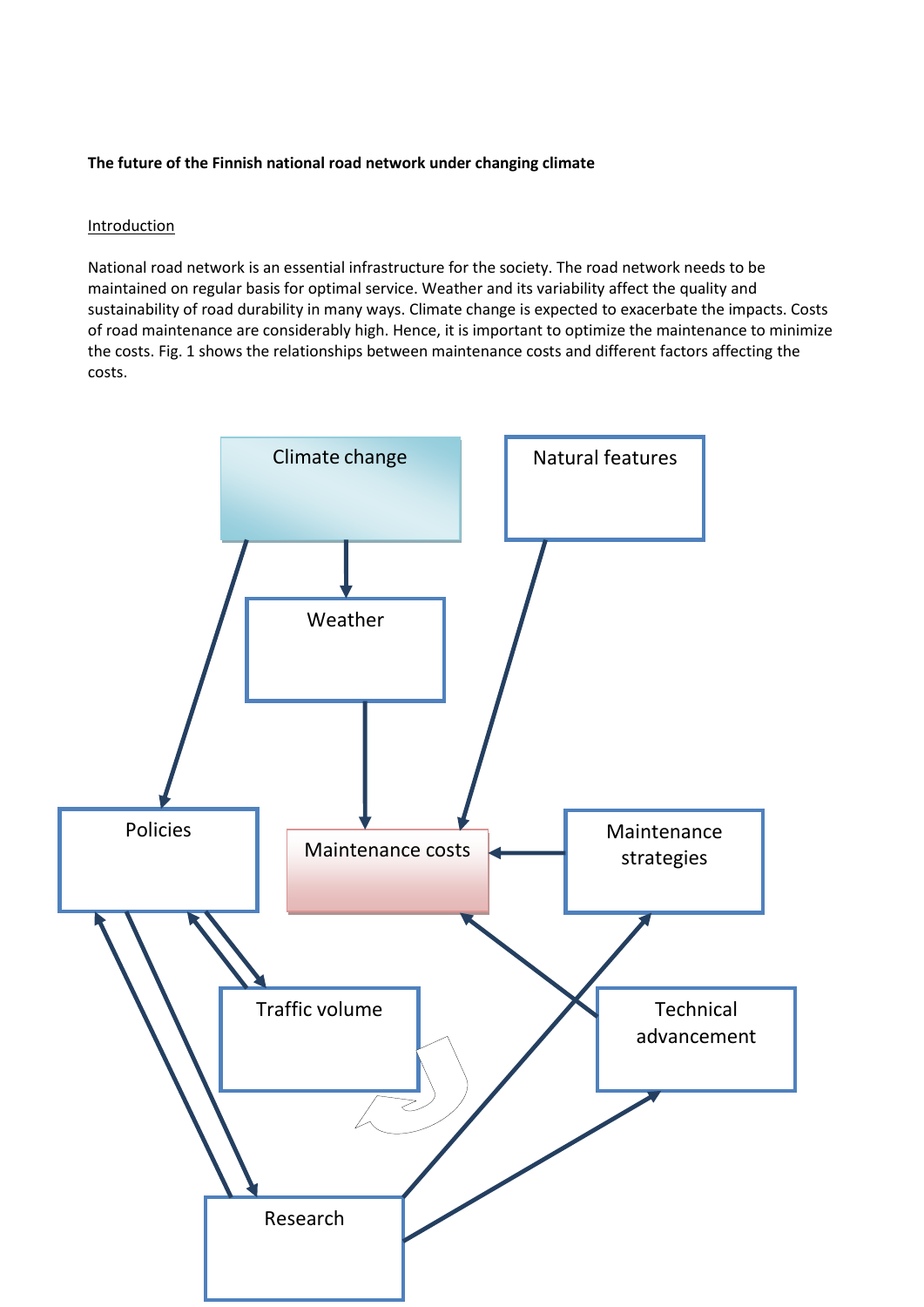**The future of the Finnish national road network under changing climate**

## Introduction

National road network is an essential infrastructure for the society. The road network needs to be maintained on regular basis for optimal service. Weather and its variability affect the quality and sustainability of road durability in many ways. Climate change is expected to exacerbate the impacts. Costs of road maintenance are considerably high. Hence, it is important to optimize the maintenance to minimize the costs. Fig. 1 shows the relationships between maintenance costs and different factors affecting the costs.

Climate change

Natural features

Weather

Policies

Maintenance costs

Maintenance strategies

Traffic volume

Technical advancement

Research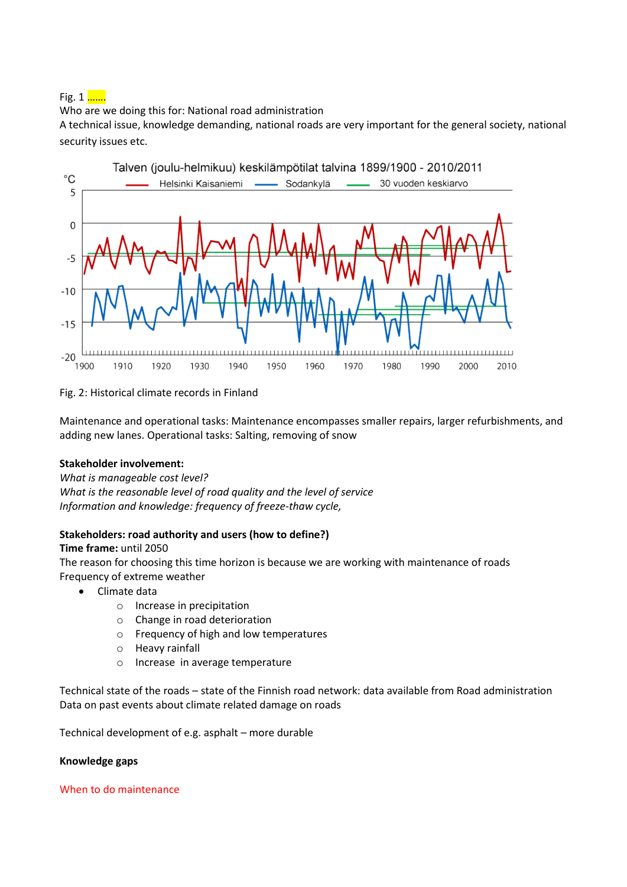Fig. 1 .......

Who are we doing this for: National road administration

A technical issue, knowledge demanding, national roads are very important for the general society, national security issues etc.

Fig. 2: Historical climate records in Finland

Maintenance and operational tasks: Maintenance encompasses smaller repairs, larger refurbishments, and adding new lanes. Operational tasks: Salting, removing of snow

**Stakeholder involvement:**

*What is manageable cost level?*

*What is the reasonable level of road quality and the level of service*

*Information and knowledge: frequency of freeze-thaw cycle,*

**Stakeholders: road authority and users (how to define?)**

**Time frame:** until 2050

The reason for choosing this time horizon is because we are working with maintenance of roads

Frequency of extreme weather

- Climate data
  - Increase in precipitation
  - Change in road deterioration
  - Frequency of high and low temperatures
  - Heavy rainfall
  - Increase in average temperature

Technical state of the roads – state of the Finnish road network: data available from Road administration

Data on past events about climate related damage on roads

Technical development of e.g. asphalt – more durable

**Knowledge gaps**

When to do maintenance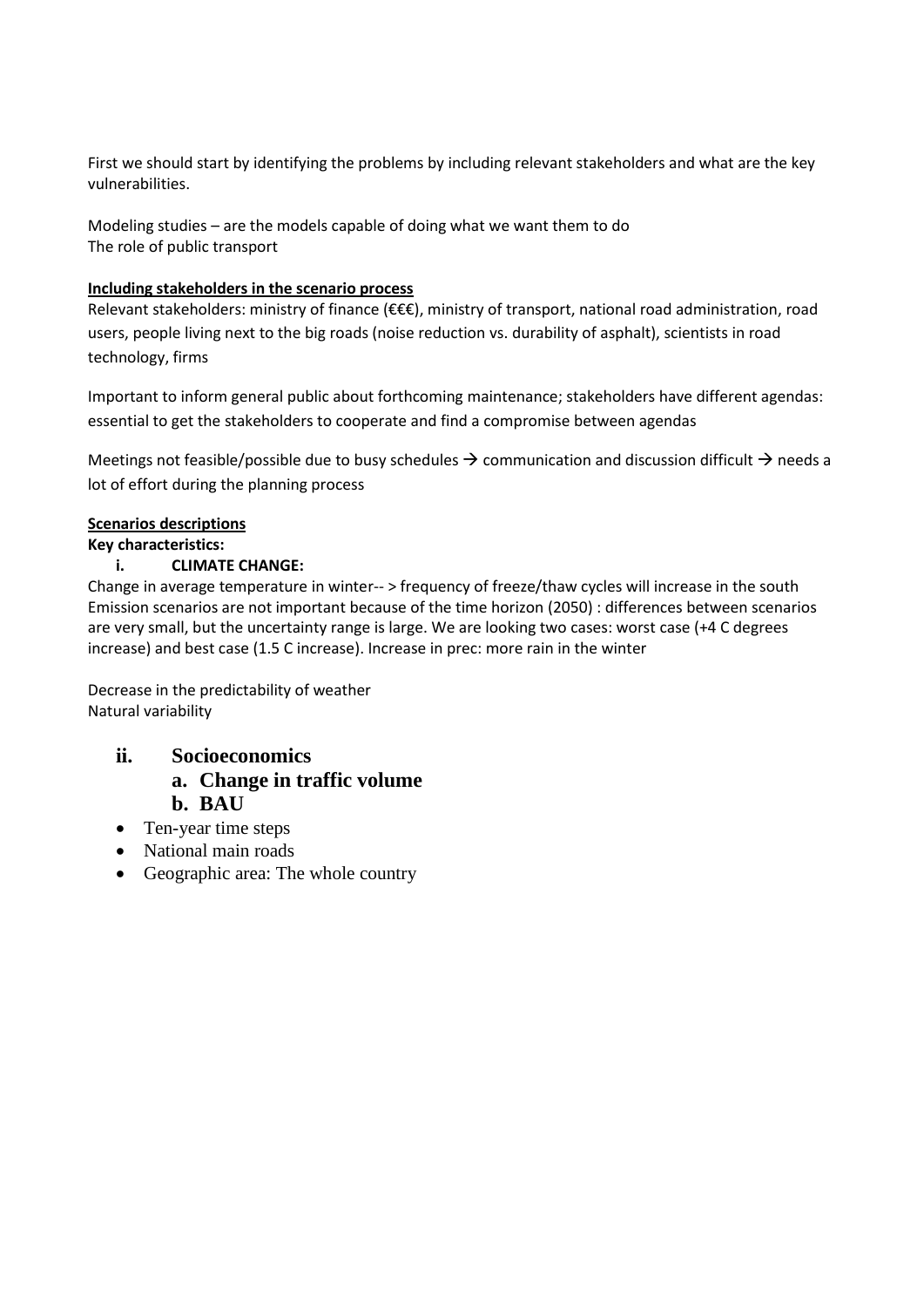First we should start by identifying the problems by including relevant stakeholders and what are the key vulnerabilities.

Modeling studies – are the models capable of doing what we want them to do
The role of public transport

**Including stakeholders in the scenario process**

Relevant stakeholders: ministry of finance (€€€), ministry of transport, national road administration, road users, people living next to the big roads (noise reduction vs. durability of asphalt), scientists in road technology, firms

Important to inform general public about forthcoming maintenance; stakeholders have different agendas: essential to get the stakeholders to cooperate and find a compromise between agendas

Meetings not feasible/possible due to busy schedules → communication and discussion difficult → needs a lot of effort during the planning process

**Scenarios descriptions**

**Key characteristics:**

i. **CLIMATE CHANGE:**

Change in average temperature in winter-- > frequency of freeze/thaw cycles will increase in the south
Emission scenarios are not important because of the time horizon (2050) : differences between scenarios are very small, but the uncertainty range is large. We are looking two cases: worst case (+4 C degrees increase) and best case (1.5 C increase). Increase in prec: more rain in the winter

Decrease in the predictability of weather
Natural variability

ii. **Socioeconomics**
   a. **Change in traffic volume**
   b. **BAU**

- Ten-year time steps
- National main roads
- Geographic area: The whole country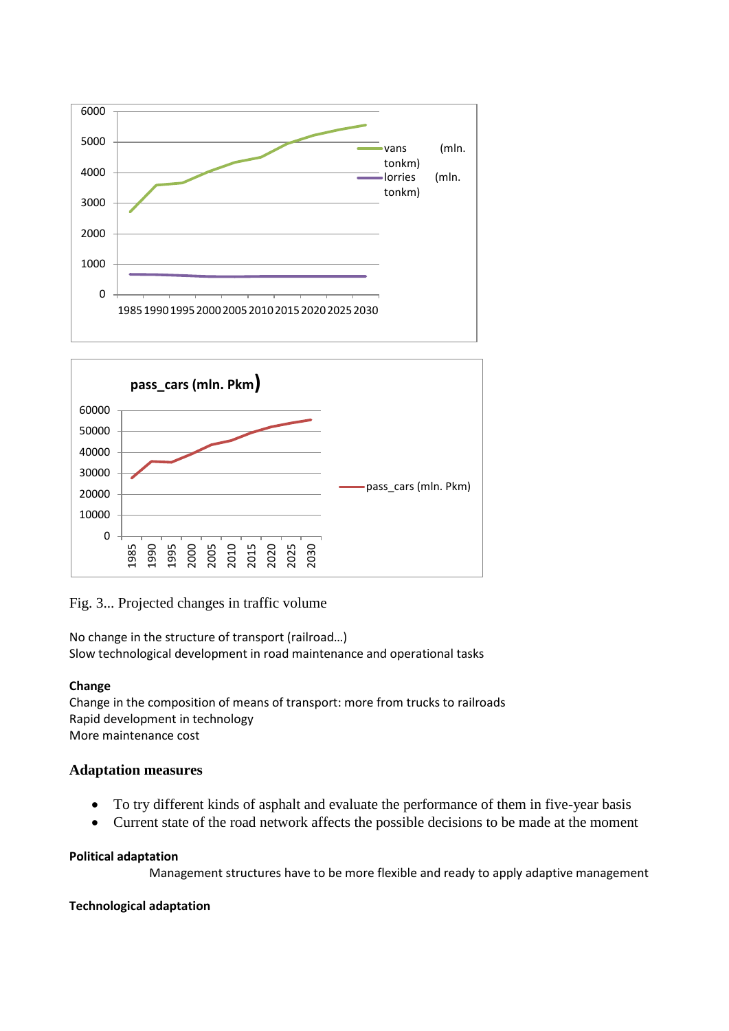Fig. 3... Projected changes in traffic volume

No change in the structure of transport (railroad…)
Slow technological development in road maintenance and operational tasks

**Change**
Change in the composition of means of transport: more from trucks to railroads
Rapid development in technology
More maintenance cost

### Adaptation measures

- To try different kinds of asphalt and evaluate the performance of them in five-year basis
- Current state of the road network affects the possible decisions to be made at the moment

**Political adaptation**

Management structures have to be more flexible and ready to apply adaptive management

**Technological adaptation**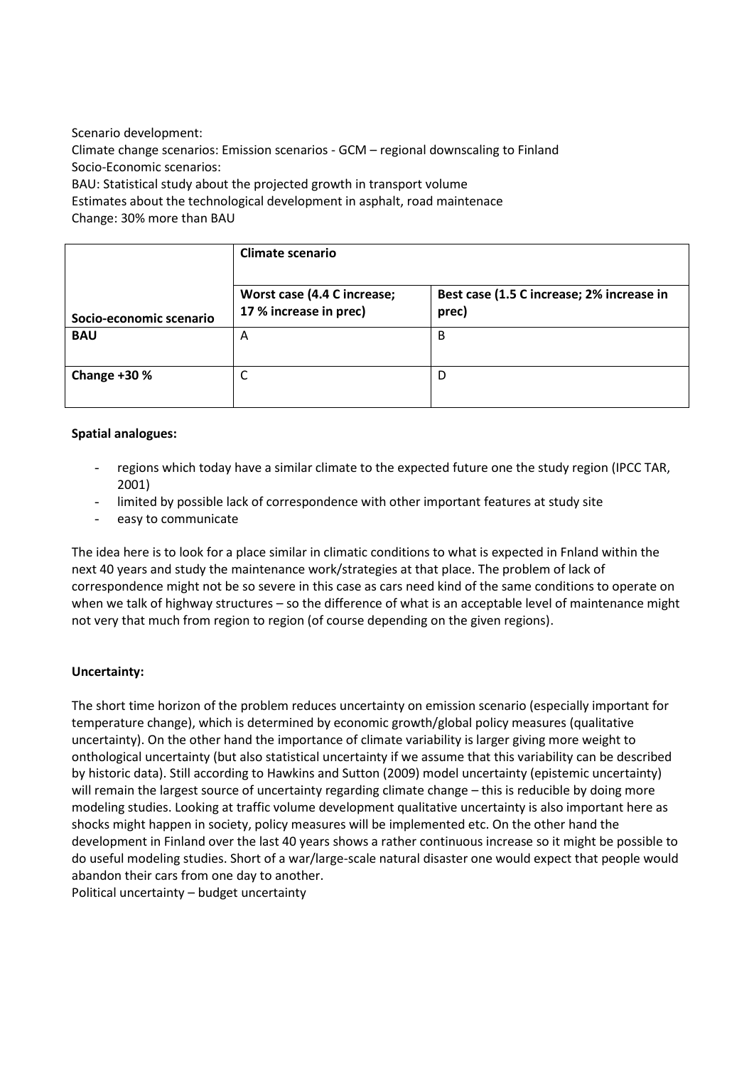Scenario development:
Climate change scenarios: Emission scenarios - GCM – regional downscaling to Finland
Socio-Economic scenarios:
BAU: Statistical study about the projected growth in transport volume
Estimates about the technological development in asphalt, road maintenace
Change: 30% more than BAU

| | **Climate scenario** | |
|---|---|---|
| **Socio-economic scenario** | **Worst case (4.4 C increase; 17 % increase in prec)** | **Best case (1.5 C increase; 2% increase in prec)** |
| **BAU** | A | B |
| **Change +30 %** | C | D |

**Spatial analogues:**

- regions which today have a similar climate to the expected future one the study region (IPCC TAR, 2001)
- limited by possible lack of correspondence with other important features at study site
- easy to communicate

The idea here is to look for a place similar in climatic conditions to what is expected in Fnland within the next 40 years and study the maintenance work/strategies at that place. The problem of lack of correspondence might not be so severe in this case as cars need kind of the same conditions to operate on when we talk of highway structures – so the difference of what is an acceptable level of maintenance might not very that much from region to region (of course depending on the given regions).

**Uncertainty:**

The short time horizon of the problem reduces uncertainty on emission scenario (especially important for temperature change), which is determined by economic growth/global policy measures (qualitative uncertainty). On the other hand the importance of climate variability is larger giving more weight to onthological uncertainty (but also statistical uncertainty if we assume that this variability can be described by historic data). Still according to Hawkins and Sutton (2009) model uncertainty (epistemic uncertainty) will remain the largest source of uncertainty regarding climate change – this is reducible by doing more modeling studies. Looking at traffic volume development qualitative uncertainty is also important here as shocks might happen in society, policy measures will be implemented etc. On the other hand the development in Finland over the last 40 years shows a rather continuous increase so it might be possible to do useful modeling studies. Short of a war/large-scale natural disaster one would expect that people would abandon their cars from one day to another.
Political uncertainty – budget uncertainty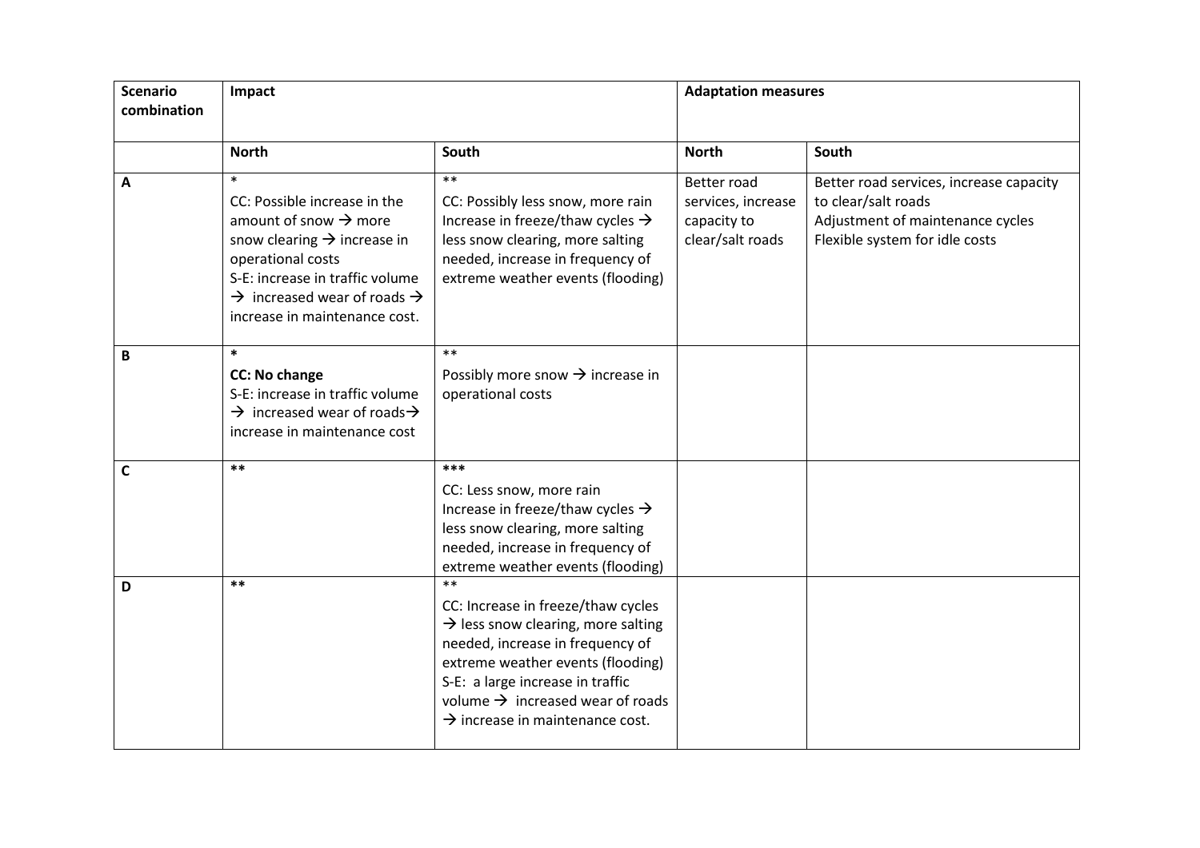| Scenario combination | Impact | | Adaptation measures | |
|---|---|---|---|---|
| | **North** | **South** | **North** | **South** |
| **A** | * CC: Possible increase in the amount of snow → more snow clearing → increase in operational costs S-E: increase in traffic volume → increased wear of roads → increase in maintenance cost. | ** CC: Possibly less snow, more rain Increase in freeze/thaw cycles → less snow clearing, more salting needed, increase in frequency of extreme weather events (flooding) | Better road services, increase capacity to clear/salt roads | Better road services, increase capacity to clear/salt roads Adjustment of maintenance cycles Flexible system for idle costs |
| **B** | * **CC: No change** S-E: increase in traffic volume → increased wear of roads→ increase in maintenance cost | ** Possibly more snow → increase in operational costs | | |
| **C** | ** | *** CC: Less snow, more rain Increase in freeze/thaw cycles → less snow clearing, more salting needed, increase in frequency of extreme weather events (flooding) | | |
| **D** | ** | ** CC: Increase in freeze/thaw cycles → less snow clearing, more salting needed, increase in frequency of extreme weather events (flooding) S-E: a large increase in traffic volume → increased wear of roads → increase in maintenance cost. | | |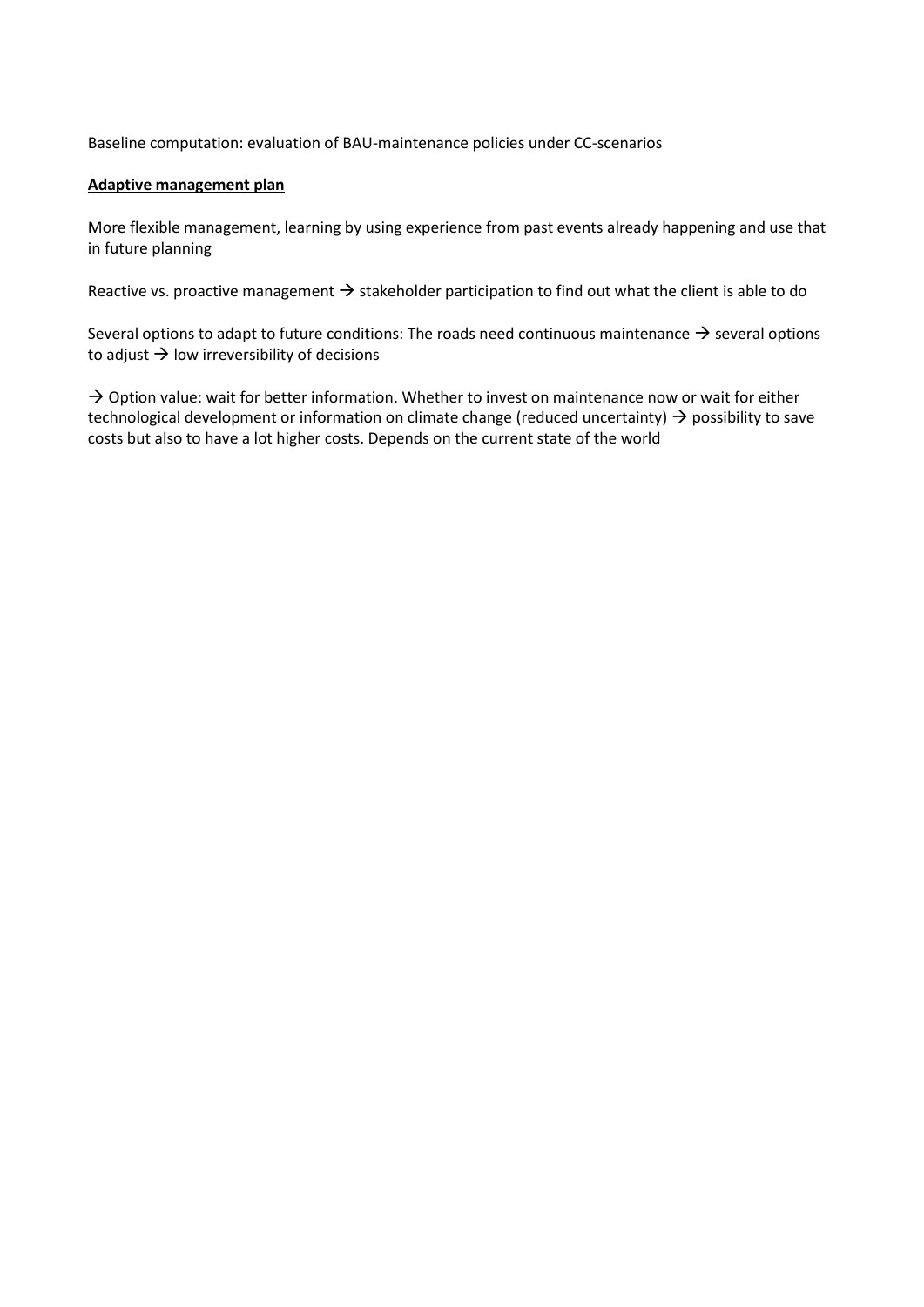Baseline computation: evaluation of BAU-maintenance policies under CC-scenarios

**<u>Adaptive management plan</u>**

More flexible management, learning by using experience from past events already happening and use that in future planning

Reactive vs. proactive management → stakeholder participation to find out what the client is able to do

Several options to adapt to future conditions: The roads need continuous maintenance → several options to adjust → low irreversibility of decisions

→ Option value: wait for better information. Whether to invest on maintenance now or wait for either technological development or information on climate change (reduced uncertainty) → possibility to save costs but also to have a lot higher costs. Depends on the current state of the world